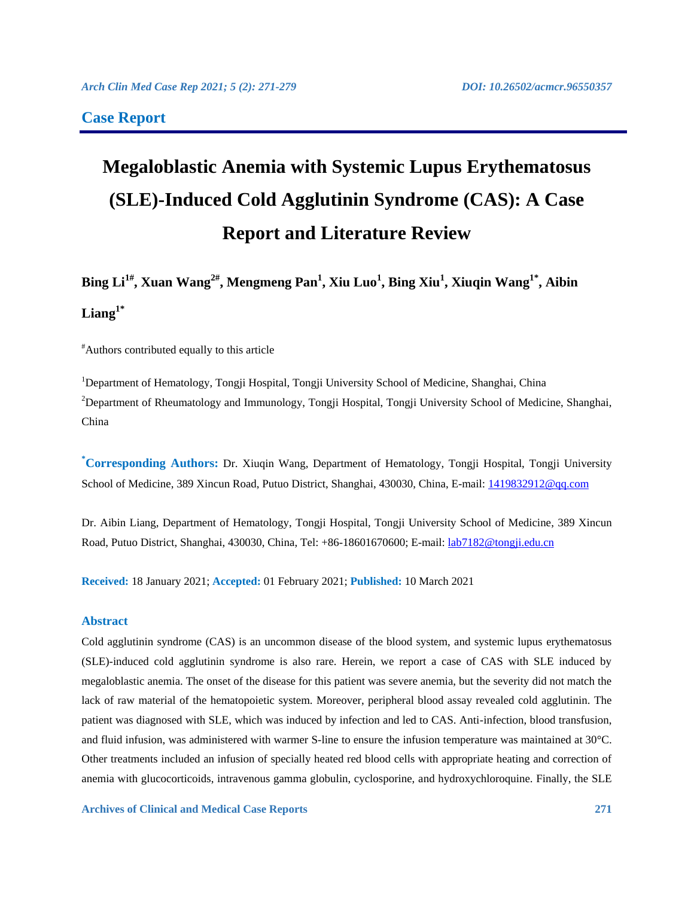**Case Report**

# Megaloblastic Anemia with Systemic Lupus Erythematosus (SLE)-Induced Cold Agglutinin Syndrome (CAS): A Case Report and Literature Review

**Bing Li[1#], Xuan Wang[2#], Mengmeng Pan[1], Xiu Luo[1], Bing Xiu[1], Xiuqin Wang[1*], Aibin Liang[1*]**

[#]Authors contributed equally to this article

[1]Department of Hematology, Tongji Hospital, Tongji University School of Medicine, Shanghai, China
[2]Department of Rheumatology and Immunology, Tongji Hospital, Tongji University School of Medicine, Shanghai, China

[*]**Corresponding Authors:** Dr. Xiuqin Wang, Department of Hematology, Tongji Hospital, Tongji University School of Medicine, 389 Xincun Road, Putuo District, Shanghai, 430030, China, E-mail: 1419832912@qq.com

Dr. Aibin Liang, Department of Hematology, Tongji Hospital, Tongji University School of Medicine, 389 Xincun Road, Putuo District, Shanghai, 430030, China, Tel: +86-18601670600; E-mail: lab7182@tongji.edu.cn

**Received:** 18 January 2021; **Accepted:** 01 February 2021; **Published:** 10 March 2021

## Abstract

Cold agglutinin syndrome (CAS) is an uncommon disease of the blood system, and systemic lupus erythematosus (SLE)-induced cold agglutinin syndrome is also rare. Herein, we report a case of CAS with SLE induced by megaloblastic anemia. The onset of the disease for this patient was severe anemia, but the severity did not match the lack of raw material of the hematopoietic system. Moreover, peripheral blood assay revealed cold agglutinin. The patient was diagnosed with SLE, which was induced by infection and led to CAS. Anti-infection, blood transfusion, and fluid infusion, was administered with warmer S-line to ensure the infusion temperature was maintained at 30°C. Other treatments included an infusion of specially heated red blood cells with appropriate heating and correction of anemia with glucocorticoids, intravenous gamma globulin, cyclosporine, and hydroxychloroquine. Finally, the SLE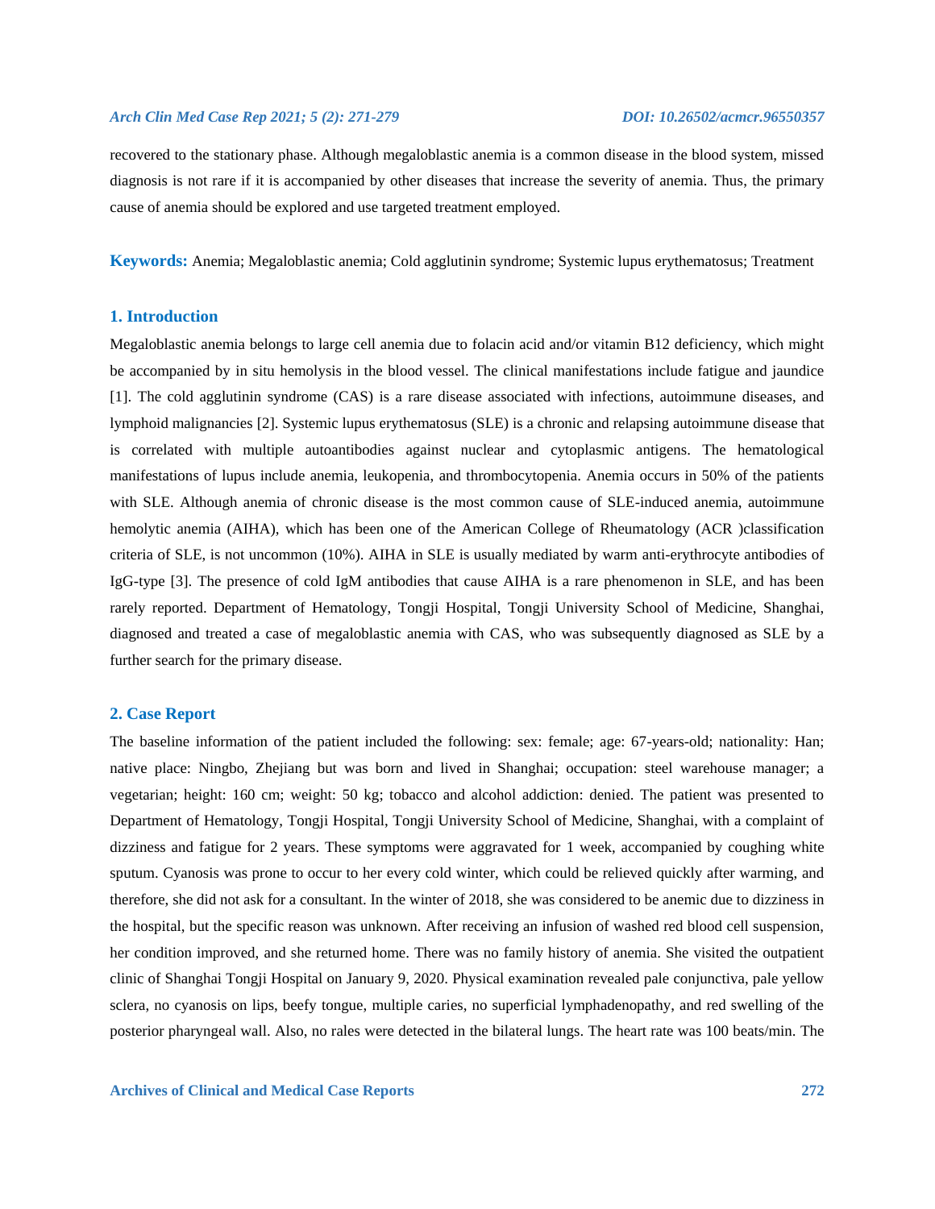recovered to the stationary phase. Although megaloblastic anemia is a common disease in the blood system, missed diagnosis is not rare if it is accompanied by other diseases that increase the severity of anemia. Thus, the primary cause of anemia should be explored and use targeted treatment employed.

**Keywords:** Anemia; Megaloblastic anemia; Cold agglutinin syndrome; Systemic lupus erythematosus; Treatment

## 1. Introduction

Megaloblastic anemia belongs to large cell anemia due to folacin acid and/or vitamin B12 deficiency, which might be accompanied by in situ hemolysis in the blood vessel. The clinical manifestations include fatigue and jaundice [1]. The cold agglutinin syndrome (CAS) is a rare disease associated with infections, autoimmune diseases, and lymphoid malignancies [2]. Systemic lupus erythematosus (SLE) is a chronic and relapsing autoimmune disease that is correlated with multiple autoantibodies against nuclear and cytoplasmic antigens. The hematological manifestations of lupus include anemia, leukopenia, and thrombocytopenia. Anemia occurs in 50% of the patients with SLE. Although anemia of chronic disease is the most common cause of SLE-induced anemia, autoimmune hemolytic anemia (AIHA), which has been one of the American College of Rheumatology (ACR )classification criteria of SLE, is not uncommon (10%). AIHA in SLE is usually mediated by warm anti-erythrocyte antibodies of IgG-type [3]. The presence of cold IgM antibodies that cause AIHA is a rare phenomenon in SLE, and has been rarely reported. Department of Hematology, Tongji Hospital, Tongji University School of Medicine, Shanghai, diagnosed and treated a case of megaloblastic anemia with CAS, who was subsequently diagnosed as SLE by a further search for the primary disease.

## 2. Case Report

The baseline information of the patient included the following: sex: female; age: 67-years-old; nationality: Han; native place: Ningbo, Zhejiang but was born and lived in Shanghai; occupation: steel warehouse manager; a vegetarian; height: 160 cm; weight: 50 kg; tobacco and alcohol addiction: denied. The patient was presented to Department of Hematology, Tongji Hospital, Tongji University School of Medicine, Shanghai, with a complaint of dizziness and fatigue for 2 years. These symptoms were aggravated for 1 week, accompanied by coughing white sputum. Cyanosis was prone to occur to her every cold winter, which could be relieved quickly after warming, and therefore, she did not ask for a consultant. In the winter of 2018, she was considered to be anemic due to dizziness in the hospital, but the specific reason was unknown. After receiving an infusion of washed red blood cell suspension, her condition improved, and she returned home. There was no family history of anemia. She visited the outpatient clinic of Shanghai Tongji Hospital on January 9, 2020. Physical examination revealed pale conjunctiva, pale yellow sclera, no cyanosis on lips, beefy tongue, multiple caries, no superficial lymphadenopathy, and red swelling of the posterior pharyngeal wall. Also, no rales were detected in the bilateral lungs. The heart rate was 100 beats/min. The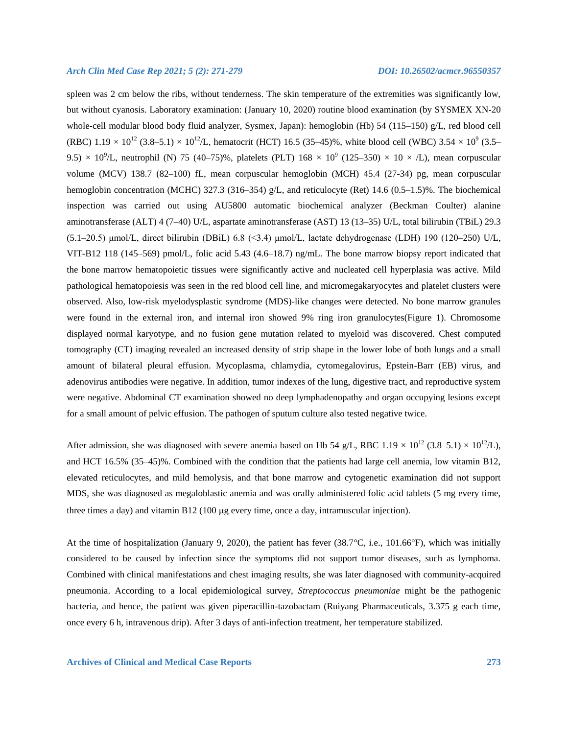spleen was 2 cm below the ribs, without tenderness. The skin temperature of the extremities was significantly low, but without cyanosis. Laboratory examination: (January 10, 2020) routine blood examination (by SYSMEX XN-20 whole-cell modular blood body fluid analyzer, Sysmex, Japan): hemoglobin (Hb) 54 (115–150) g/L, red blood cell (RBC) 1.19 × $10^{12}$ (3.8–5.1) × $10^{12}$/L, hematocrit (HCT) 16.5 (35–45)%, white blood cell (WBC) 3.54 × $10^{9}$ (3.5–9.5) × $10^{9}$/L, neutrophil (N) 75 (40–75)%, platelets (PLT) 168 × $10^{9}$ (125–350) × 10 × /L), mean corpuscular volume (MCV) 138.7 (82–100) fL, mean corpuscular hemoglobin (MCH) 45.4 (27-34) pg, mean corpuscular hemoglobin concentration (MCHC) 327.3 (316–354) g/L, and reticulocyte (Ret) 14.6 (0.5–1.5)%. The biochemical inspection was carried out using AU5800 automatic biochemical analyzer (Beckman Coulter) alanine aminotransferase (ALT) 4 (7–40) U/L, aspartate aminotransferase (AST) 13 (13–35) U/L, total bilirubin (TBiL) 29.3 (5.1–20.5) μmol/L, direct bilirubin (DBiL) 6.8 (<3.4) μmol/L, lactate dehydrogenase (LDH) 190 (120–250) U/L, VIT-B12 118 (145–569) pmol/L, folic acid 5.43 (4.6–18.7) ng/mL. The bone marrow biopsy report indicated that the bone marrow hematopoietic tissues were significantly active and nucleated cell hyperplasia was active. Mild pathological hematopoiesis was seen in the red blood cell line, and micromegakaryocytes and platelet clusters were observed. Also, low-risk myelodysplastic syndrome (MDS)-like changes were detected. No bone marrow granules were found in the external iron, and internal iron showed 9% ring iron granulocytes(Figure 1). Chromosome displayed normal karyotype, and no fusion gene mutation related to myeloid was discovered. Chest computed tomography (CT) imaging revealed an increased density of strip shape in the lower lobe of both lungs and a small amount of bilateral pleural effusion. Mycoplasma, chlamydia, cytomegalovirus, Epstein-Barr (EB) virus, and adenovirus antibodies were negative. In addition, tumor indexes of the lung, digestive tract, and reproductive system were negative. Abdominal CT examination showed no deep lymphadenopathy and organ occupying lesions except for a small amount of pelvic effusion. The pathogen of sputum culture also tested negative twice.

After admission, she was diagnosed with severe anemia based on Hb 54 g/L, RBC 1.19 × $10^{12}$ (3.8–5.1) × $10^{12}$/L), and HCT 16.5% (35–45)%. Combined with the condition that the patients had large cell anemia, low vitamin B12, elevated reticulocytes, and mild hemolysis, and that bone marrow and cytogenetic examination did not support MDS, she was diagnosed as megaloblastic anemia and was orally administered folic acid tablets (5 mg every time, three times a day) and vitamin B12 (100 μg every time, once a day, intramuscular injection).

At the time of hospitalization (January 9, 2020), the patient has fever (38.7°C, i.e., 101.66°F), which was initially considered to be caused by infection since the symptoms did not support tumor diseases, such as lymphoma. Combined with clinical manifestations and chest imaging results, she was later diagnosed with community-acquired pneumonia. According to a local epidemiological survey, *Streptococcus pneumoniae* might be the pathogenic bacteria, and hence, the patient was given piperacillin-tazobactam (Ruiyang Pharmaceuticals, 3.375 g each time, once every 6 h, intravenous drip). After 3 days of anti-infection treatment, her temperature stabilized.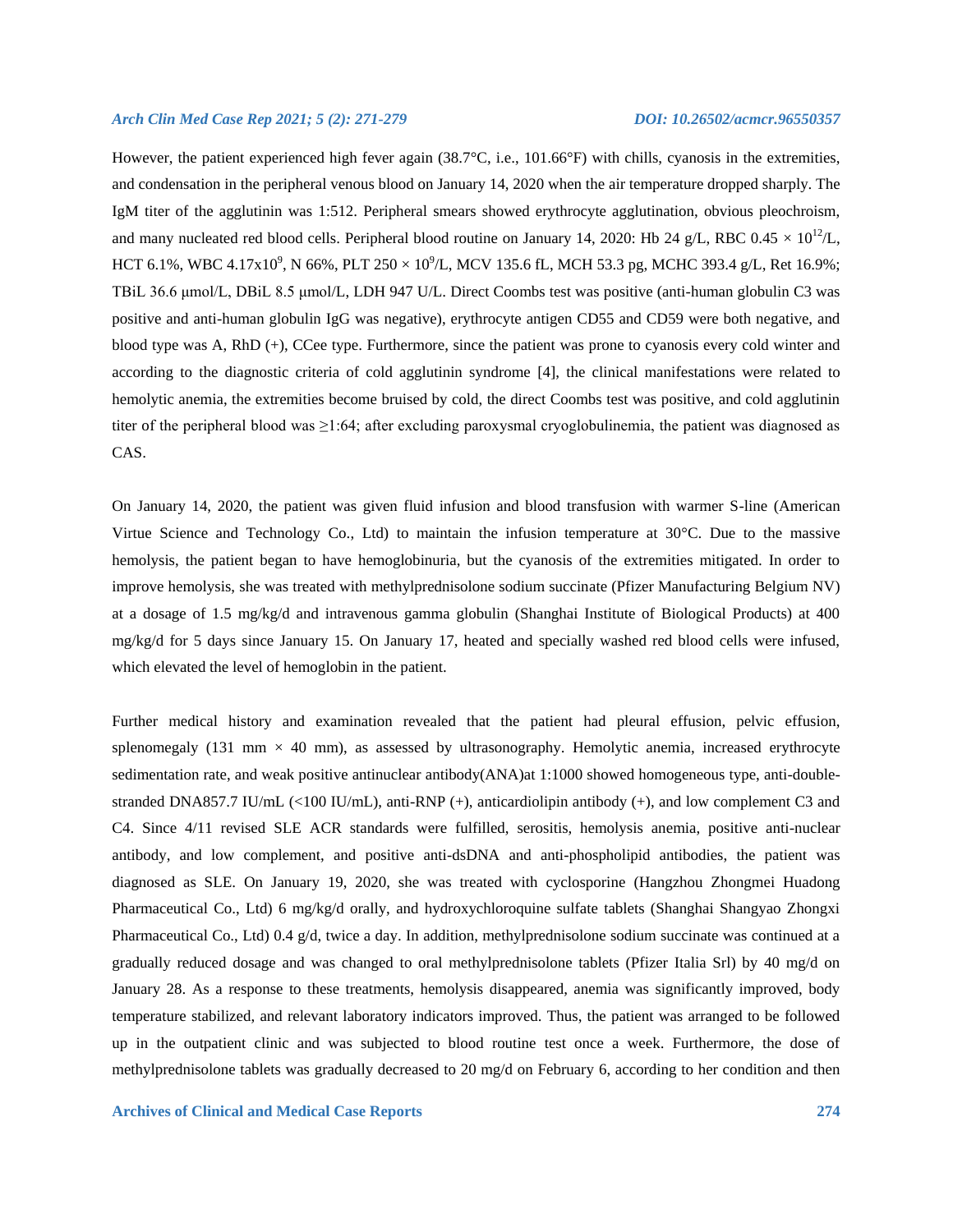However, the patient experienced high fever again (38.7°C, i.e., 101.66°F) with chills, cyanosis in the extremities, and condensation in the peripheral venous blood on January 14, 2020 when the air temperature dropped sharply. The IgM titer of the agglutinin was 1:512. Peripheral smears showed erythrocyte agglutination, obvious pleochroism, and many nucleated red blood cells. Peripheral blood routine on January 14, 2020: Hb 24 g/L, RBC 0.45 × $10^{12}$/L, HCT 6.1%, WBC 4.17x$10^{9}$, N 66%, PLT 250 × $10^{9}$/L, MCV 135.6 fL, MCH 53.3 pg, MCHC 393.4 g/L, Ret 16.9%; TBiL 36.6 μmol/L, DBiL 8.5 μmol/L, LDH 947 U/L. Direct Coombs test was positive (anti-human globulin C3 was positive and anti-human globulin IgG was negative), erythrocyte antigen CD55 and CD59 were both negative, and blood type was A, RhD (+), CCee type. Furthermore, since the patient was prone to cyanosis every cold winter and according to the diagnostic criteria of cold agglutinin syndrome [4], the clinical manifestations were related to hemolytic anemia, the extremities become bruised by cold, the direct Coombs test was positive, and cold agglutinin titer of the peripheral blood was ≥1:64; after excluding paroxysmal cryoglobulinemia, the patient was diagnosed as CAS.

On January 14, 2020, the patient was given fluid infusion and blood transfusion with warmer S-line (American Virtue Science and Technology Co., Ltd) to maintain the infusion temperature at 30°C. Due to the massive hemolysis, the patient began to have hemoglobinuria, but the cyanosis of the extremities mitigated. In order to improve hemolysis, she was treated with methylprednisolone sodium succinate (Pfizer Manufacturing Belgium NV) at a dosage of 1.5 mg/kg/d and intravenous gamma globulin (Shanghai Institute of Biological Products) at 400 mg/kg/d for 5 days since January 15. On January 17, heated and specially washed red blood cells were infused, which elevated the level of hemoglobin in the patient.

Further medical history and examination revealed that the patient had pleural effusion, pelvic effusion, splenomegaly (131 mm × 40 mm), as assessed by ultrasonography. Hemolytic anemia, increased erythrocyte sedimentation rate, and weak positive antinuclear antibody(ANA)at 1:1000 showed homogeneous type, anti-double-stranded DNA857.7 IU/mL (<100 IU/mL), anti-RNP (+), anticardiolipin antibody (+), and low complement C3 and C4. Since 4/11 revised SLE ACR standards were fulfilled, serositis, hemolysis anemia, positive anti-nuclear antibody, and low complement, and positive anti-dsDNA and anti-phospholipid antibodies, the patient was diagnosed as SLE. On January 19, 2020, she was treated with cyclosporine (Hangzhou Zhongmei Huadong Pharmaceutical Co., Ltd) 6 mg/kg/d orally, and hydroxychloroquine sulfate tablets (Shanghai Shangyao Zhongxi Pharmaceutical Co., Ltd) 0.4 g/d, twice a day. In addition, methylprednisolone sodium succinate was continued at a gradually reduced dosage and was changed to oral methylprednisolone tablets (Pfizer Italia Srl) by 40 mg/d on January 28. As a response to these treatments, hemolysis disappeared, anemia was significantly improved, body temperature stabilized, and relevant laboratory indicators improved. Thus, the patient was arranged to be followed up in the outpatient clinic and was subjected to blood routine test once a week. Furthermore, the dose of methylprednisolone tablets was gradually decreased to 20 mg/d on February 6, according to her condition and then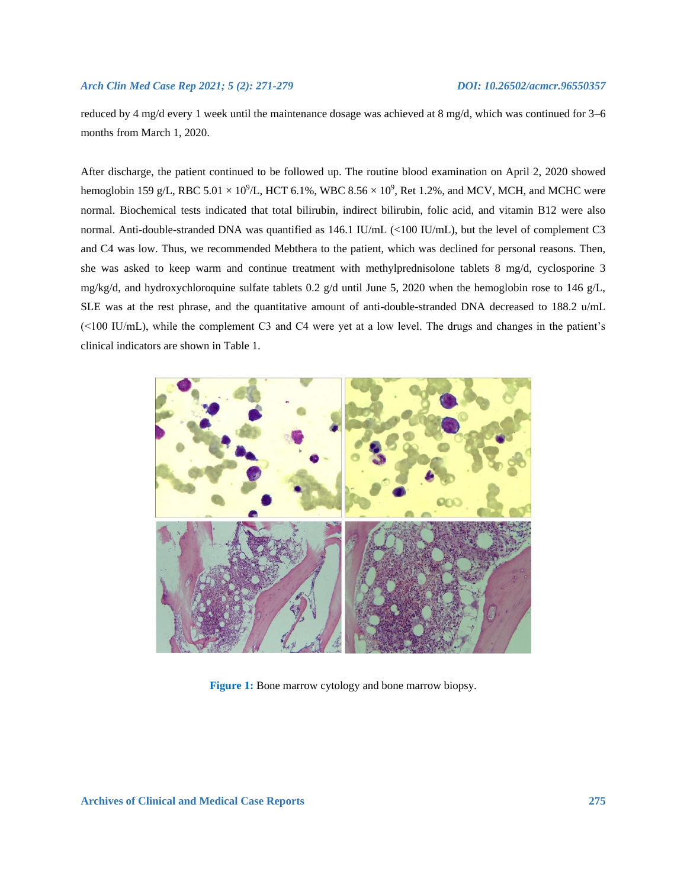reduced by 4 mg/d every 1 week until the maintenance dosage was achieved at 8 mg/d, which was continued for 3–6 months from March 1, 2020.

After discharge, the patient continued to be followed up. The routine blood examination on April 2, 2020 showed hemoglobin 159 g/L, RBC 5.01 × $10^9$/L, HCT 6.1%, WBC 8.56 × $10^9$, Ret 1.2%, and MCV, MCH, and MCHC were normal. Biochemical tests indicated that total bilirubin, indirect bilirubin, folic acid, and vitamin B12 were also normal. Anti-double-stranded DNA was quantified as 146.1 IU/mL (<100 IU/mL), but the level of complement C3 and C4 was low. Thus, we recommended Mebthera to the patient, which was declined for personal reasons. Then, she was asked to keep warm and continue treatment with methylprednisolone tablets 8 mg/d, cyclosporine 3 mg/kg/d, and hydroxychloroquine sulfate tablets 0.2 g/d until June 5, 2020 when the hemoglobin rose to 146 g/L, SLE was at the rest phrase, and the quantitative amount of anti-double-stranded DNA decreased to 188.2 u/mL (<100 IU/mL), while the complement C3 and C4 were yet at a low level. The drugs and changes in the patient's clinical indicators are shown in Table 1.

**Figure 1:** Bone marrow cytology and bone marrow biopsy.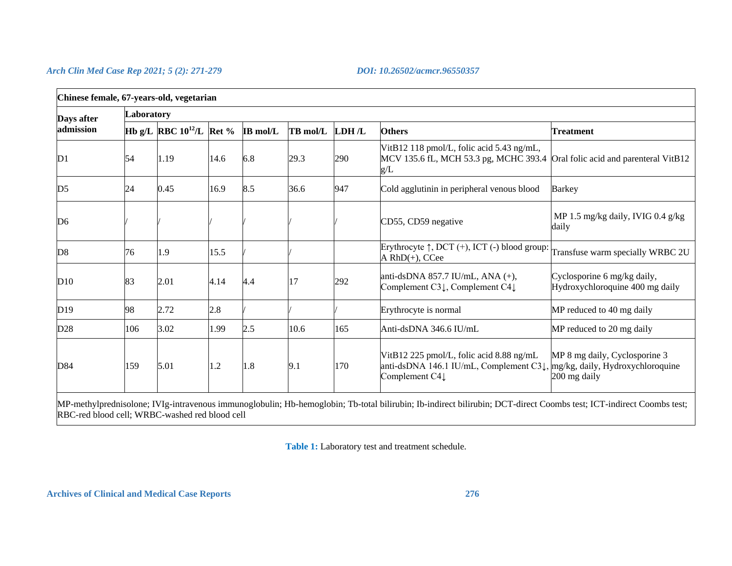| Chinese female, 67-years-old, vegetarian | | | | | | | | |
|---|---|---|---|---|---|---|---|---|
| Days after admission | Laboratory | | | | | | | |
| | Hb g/L | RBC $10^{12}$/L | Ret % | IB mol/L | TB mol/L | LDH /L | Others | Treatment |
| D1 | 54 | 1.19 | 14.6 | 6.8 | 29.3 | 290 | VitB12 118 pmol/L, folic acid 5.43 ng/mL, MCV 135.6 fL, MCH 53.3 pg, MCHC 393.4 g/L | Oral folic acid and parenteral VitB12 |
| D5 | 24 | 0.45 | 16.9 | 8.5 | 36.6 | 947 | Cold agglutinin in peripheral venous blood | Barkey |
| D6 | / | / | / | / | / | / | CD55, CD59 negative | MP 1.5 mg/kg daily, IVIG 0.4 g/kg daily |
| D8 | 76 | 1.9 | 15.5 | / | / | | Erythrocyte ↑, DCT (+), ICT (-) blood group: A RhD(+), CCee | Transfuse warm specially WRBC 2U |
| D10 | 83 | 2.01 | 4.14 | 4.4 | 17 | 292 | anti-dsDNA 857.7 IU/mL, ANA (+), Complement C3↓, Complement C4↓ | Cyclosporine 6 mg/kg daily, Hydroxychloroquine 400 mg daily |
| D19 | 98 | 2.72 | 2.8 | / | / | / | Erythrocyte is normal | MP reduced to 40 mg daily |
| D28 | 106 | 3.02 | 1.99 | 2.5 | 10.6 | 165 | Anti-dsDNA 346.6 IU/mL | MP reduced to 20 mg daily |
| D84 | 159 | 5.01 | 1.2 | 1.8 | 9.1 | 170 | VitB12 225 pmol/L, folic acid 8.88 ng/mL anti-dsDNA 146.1 IU/mL, Complement C3↓, Complement C4↓ | MP 8 mg daily, Cyclosporine 3 mg/kg, daily, Hydroxychloroquine 200 mg daily |
| MP-methylprednisolone; IVIg-intravenous immunoglobulin; Hb-hemoglobin; Tb-total bilirubin; Ib-indirect bilirubin; DCT-direct Coombs test; ICT-indirect Coombs test; RBC-red blood cell; WRBC-washed red blood cell | | | | | | | | |

**Table 1:** Laboratory test and treatment schedule.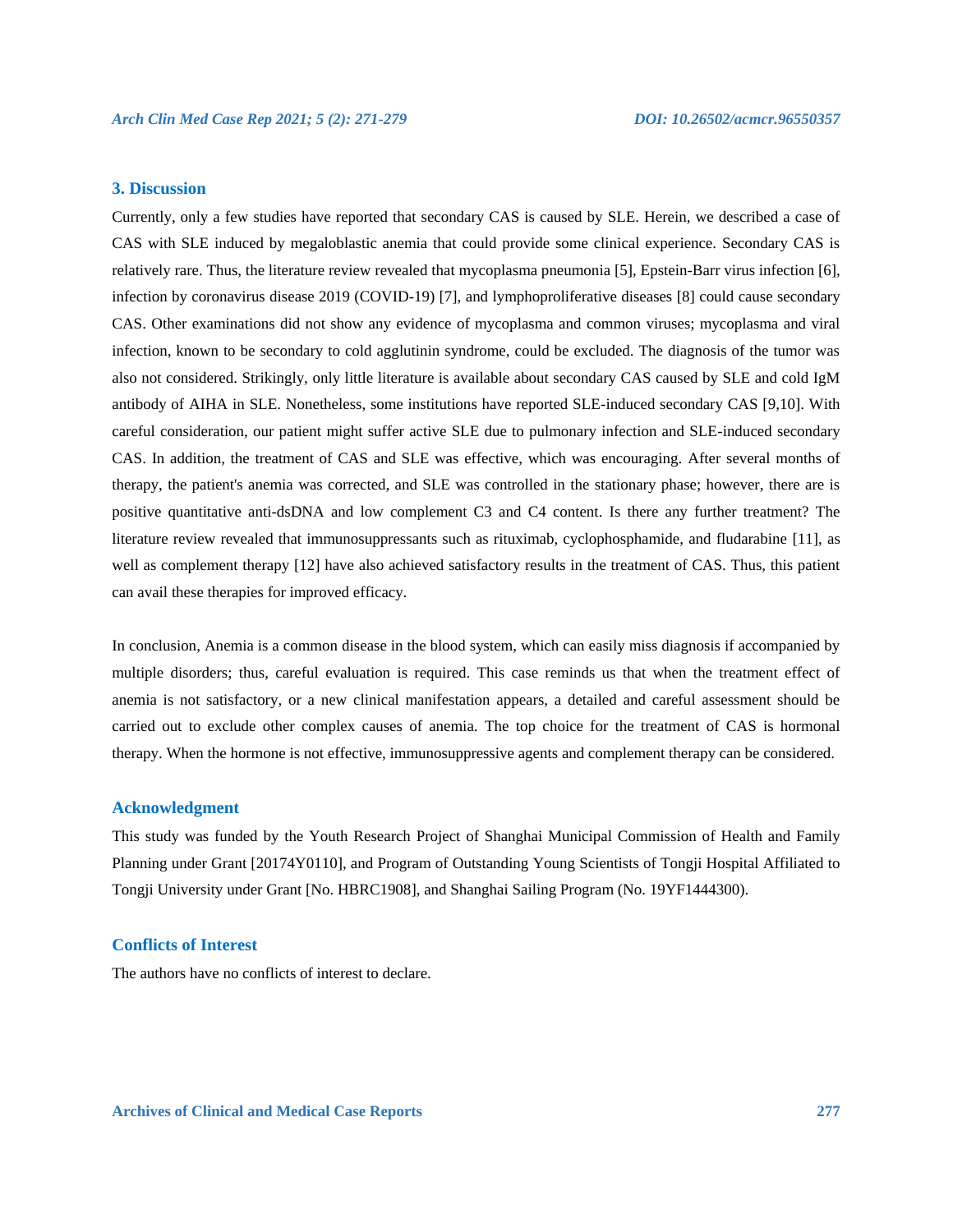## 3. Discussion

Currently, only a few studies have reported that secondary CAS is caused by SLE. Herein, we described a case of CAS with SLE induced by megaloblastic anemia that could provide some clinical experience. Secondary CAS is relatively rare. Thus, the literature review revealed that mycoplasma pneumonia [5], Epstein-Barr virus infection [6], infection by coronavirus disease 2019 (COVID-19) [7], and lymphoproliferative diseases [8] could cause secondary CAS. Other examinations did not show any evidence of mycoplasma and common viruses; mycoplasma and viral infection, known to be secondary to cold agglutinin syndrome, could be excluded. The diagnosis of the tumor was also not considered. Strikingly, only little literature is available about secondary CAS caused by SLE and cold IgM antibody of AIHA in SLE. Nonetheless, some institutions have reported SLE-induced secondary CAS [9,10]. With careful consideration, our patient might suffer active SLE due to pulmonary infection and SLE-induced secondary CAS. In addition, the treatment of CAS and SLE was effective, which was encouraging. After several months of therapy, the patient's anemia was corrected, and SLE was controlled in the stationary phase; however, there are is positive quantitative anti-dsDNA and low complement C3 and C4 content. Is there any further treatment? The literature review revealed that immunosuppressants such as rituximab, cyclophosphamide, and fludarabine [11], as well as complement therapy [12] have also achieved satisfactory results in the treatment of CAS. Thus, this patient can avail these therapies for improved efficacy.

In conclusion, Anemia is a common disease in the blood system, which can easily miss diagnosis if accompanied by multiple disorders; thus, careful evaluation is required. This case reminds us that when the treatment effect of anemia is not satisfactory, or a new clinical manifestation appears, a detailed and careful assessment should be carried out to exclude other complex causes of anemia. The top choice for the treatment of CAS is hormonal therapy. When the hormone is not effective, immunosuppressive agents and complement therapy can be considered.

## Acknowledgment

This study was funded by the Youth Research Project of Shanghai Municipal Commission of Health and Family Planning under Grant [20174Y0110], and Program of Outstanding Young Scientists of Tongji Hospital Affiliated to Tongji University under Grant [No. HBRC1908], and Shanghai Sailing Program (No. 19YF1444300).

## Conflicts of Interest

The authors have no conflicts of interest to declare.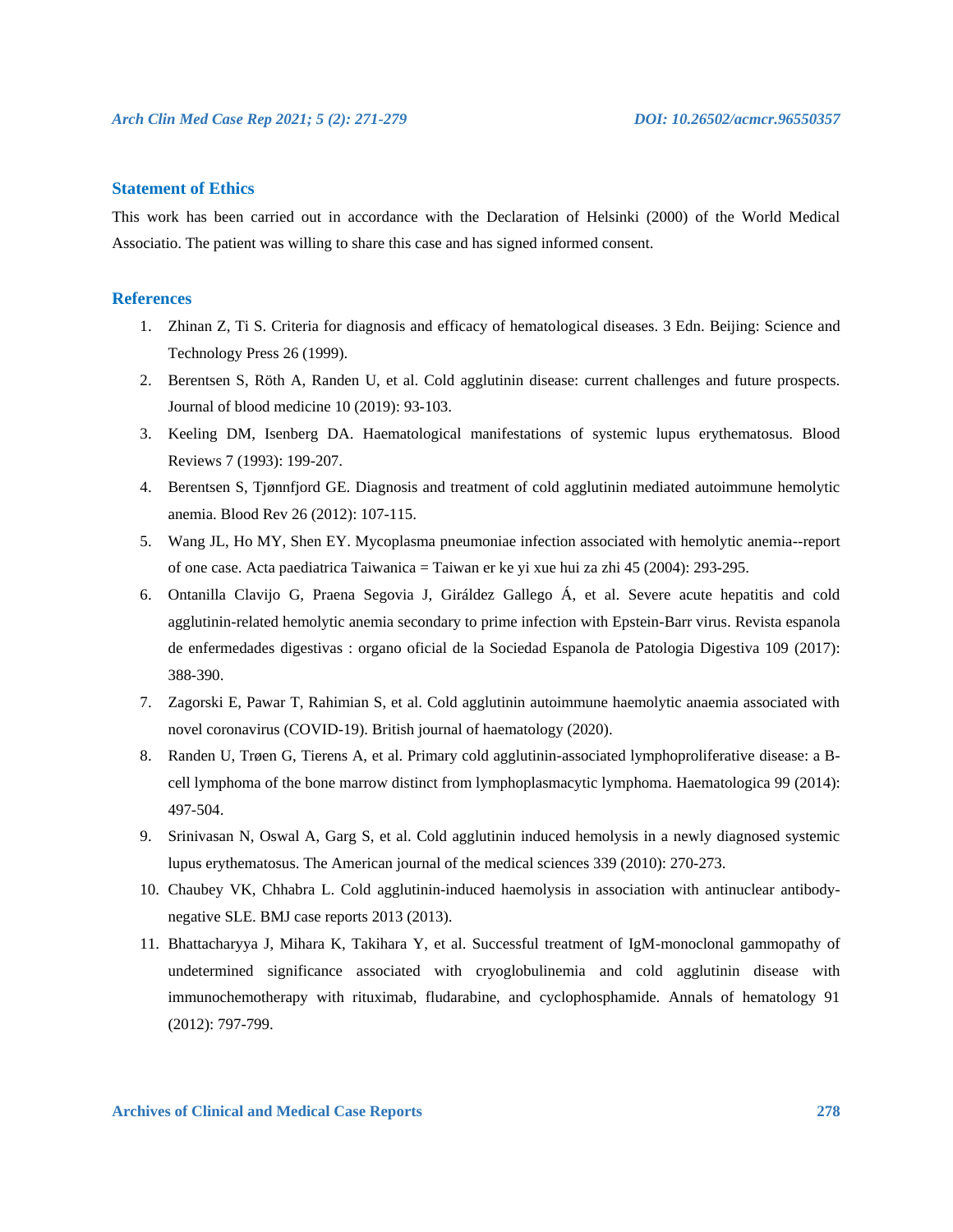## Statement of Ethics

This work has been carried out in accordance with the Declaration of Helsinki (2000) of the World Medical Associatio. The patient was willing to share this case and has signed informed consent.

## References

1. Zhinan Z, Ti S. Criteria for diagnosis and efficacy of hematological diseases. 3 Edn. Beijing: Science and Technology Press 26 (1999).
2. Berentsen S, Röth A, Randen U, et al. Cold agglutinin disease: current challenges and future prospects. Journal of blood medicine 10 (2019): 93-103.
3. Keeling DM, Isenberg DA. Haematological manifestations of systemic lupus erythematosus. Blood Reviews 7 (1993): 199-207.
4. Berentsen S, Tjønnfjord GE. Diagnosis and treatment of cold agglutinin mediated autoimmune hemolytic anemia. Blood Rev 26 (2012): 107-115.
5. Wang JL, Ho MY, Shen EY. Mycoplasma pneumoniae infection associated with hemolytic anemia--report of one case. Acta paediatrica Taiwanica = Taiwan er ke yi xue hui za zhi 45 (2004): 293-295.
6. Ontanilla Clavijo G, Praena Segovia J, Giráldez Gallego Á, et al. Severe acute hepatitis and cold agglutinin-related hemolytic anemia secondary to prime infection with Epstein-Barr virus. Revista espanola de enfermedades digestivas : organo oficial de la Sociedad Espanola de Patologia Digestiva 109 (2017): 388-390.
7. Zagorski E, Pawar T, Rahimian S, et al. Cold agglutinin autoimmune haemolytic anaemia associated with novel coronavirus (COVID-19). British journal of haematology (2020).
8. Randen U, Trøen G, Tierens A, et al. Primary cold agglutinin-associated lymphoproliferative disease: a B-cell lymphoma of the bone marrow distinct from lymphoplasmacytic lymphoma. Haematologica 99 (2014): 497-504.
9. Srinivasan N, Oswal A, Garg S, et al. Cold agglutinin induced hemolysis in a newly diagnosed systemic lupus erythematosus. The American journal of the medical sciences 339 (2010): 270-273.
10. Chaubey VK, Chhabra L. Cold agglutinin-induced haemolysis in association with antinuclear antibody-negative SLE. BMJ case reports 2013 (2013).
11. Bhattacharyya J, Mihara K, Takihara Y, et al. Successful treatment of IgM-monoclonal gammopathy of undetermined significance associated with cryoglobulinemia and cold agglutinin disease with immunochemotherapy with rituximab, fludarabine, and cyclophosphamide. Annals of hematology 91 (2012): 797-799.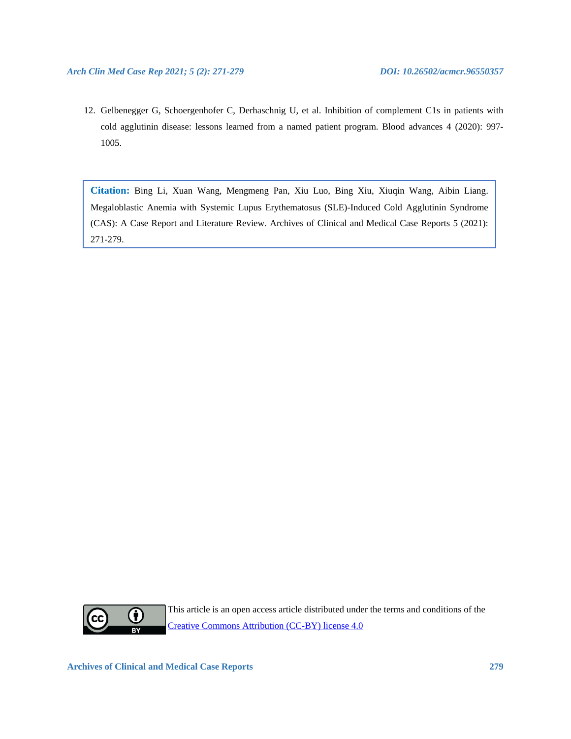12. Gelbenegger G, Schoergenhofer C, Derhaschnig U, et al. Inhibition of complement C1s in patients with cold agglutinin disease: lessons learned from a named patient program. Blood advances 4 (2020): 997-1005.

**Citation:** Bing Li, Xuan Wang, Mengmeng Pan, Xiu Luo, Bing Xiu, Xiuqin Wang, Aibin Liang. Megaloblastic Anemia with Systemic Lupus Erythematosus (SLE)-Induced Cold Agglutinin Syndrome (CAS): A Case Report and Literature Review. Archives of Clinical and Medical Case Reports 5 (2021): 271-279.

This article is an open access article distributed under the terms and conditions of the Creative Commons Attribution (CC-BY) license 4.0